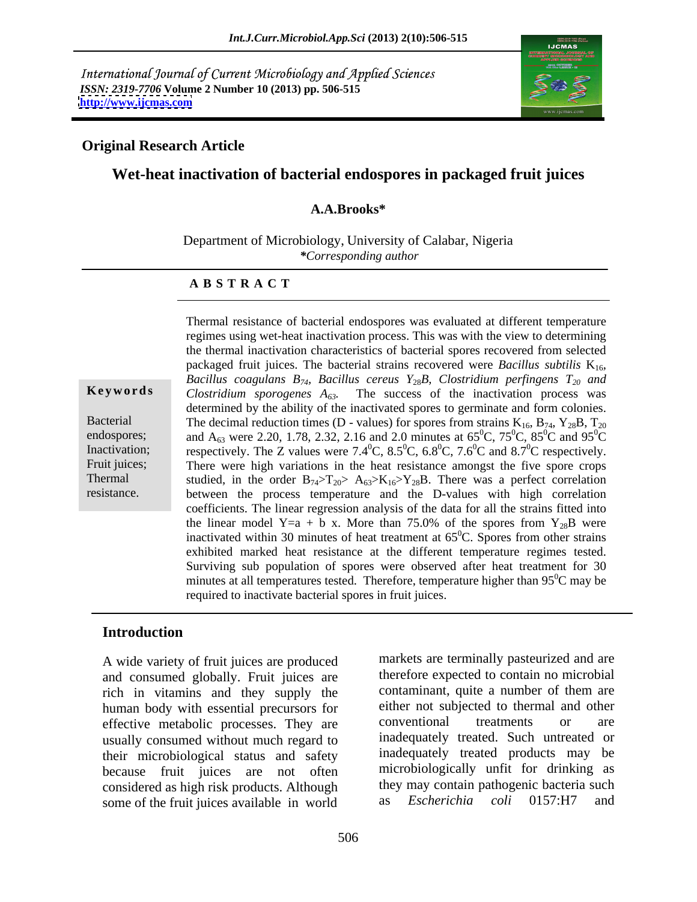International Journal of Current Microbiology and Applied Sciences
*ISSN: 2319-7706* **Volume 2 Number 10 (2013) pp. 506-515**
**http://www.ijcmas.com**

**Original Research Article**

# Wet-heat inactivation of bacterial endospores in packaged fruit juices

**A.A.Brooks***

Department of Microbiology, University of Calabar, Nigeria
***Corresponding author**

## ABSTRACT

**Keywords**

Bacterial endospores; Inactivation; Fruit juices; Thermal resistance.

Thermal resistance of bacterial endospores was evaluated at different temperature regimes using wet-heat inactivation process. This was with the view to determining the thermal inactivation characteristics of bacterial spores recovered from selected packaged fruit juices. The bacterial strains recovered were *Bacillus subtilis* $K_{16}$, *Bacillus coagulans* $B_{74}$, *Bacillus cereus* $Y_{28}B$, *Clostridium perfingens* $T_{20}$ *and Clostridium sporogenes* $A_{63}$. The success of the inactivation process was determined by the ability of the inactivated spores to germinate and form colonies. The decimal reduction times (D - values) for spores from strains $K_{16}$, $B_{74}$, $Y_{28}B$, $T_{20}$ and $A_{63}$ were 2.20, 1.78, 2.32, 2.16 and 2.0 minutes at $65^0C$, $75^0C$, $85^0C$ and $95^0C$ respectively. The Z values were $7.4^0C$, $8.5^0C$, $6.8^0C$, $7.6^0C$ and $8.7^0C$ respectively. There were high variations in the heat resistance amongst the five spore crops studied, in the order $B_{74}>T_{20}>A_{63}>K_{16}>Y_{28}B$. There was a perfect correlation between the process temperature and the D-values with high correlation coefficients. The linear regression analysis of the data for all the strains fitted into the linear model $Y=a + b x$. More than 75.0% of the spores from $Y_{28}B$ were inactivated within 30 minutes of heat treatment at $65^0C$. Spores from other strains exhibited marked heat resistance at the different temperature regimes tested. Surviving sub population of spores were observed after heat treatment for 30 minutes at all temperatures tested. Therefore, temperature higher than $95^0C$ may be required to inactivate bacterial spores in fruit juices.

## Introduction

A wide variety of fruit juices are produced and consumed globally. Fruit juices are rich in vitamins and they supply the human body with essential precursors for effective metabolic processes. They are usually consumed without much regard to their microbiological status and safety because fruit juices are not often considered as high risk products. Although some of the fruit juices available in world markets are terminally pasteurized and are therefore expected to contain no microbial contaminant, quite a number of them are either not subjected to thermal and other conventional treatments or are inadequately treated. Such untreated or inadequately treated products may be microbiologically unfit for drinking as they may contain pathogenic bacteria such as *Escherichia coli* 0157:H7 and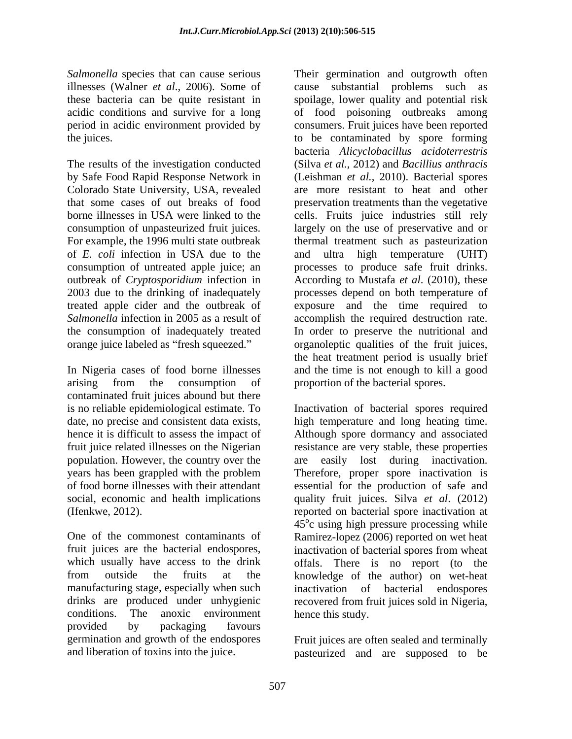*Salmonella* species that can cause serious illnesses (Walner *et al*., 2006). Some of these bacteria can be quite resistant in acidic conditions and survive for a long period in acidic environment provided by the juices.

The results of the investigation conducted by Safe Food Rapid Response Network in Colorado State University, USA, revealed that some cases of out breaks of food borne illnesses in USA were linked to the consumption of unpasteurized fruit juices. For example, the 1996 multi state outbreak of *E. coli* infection in USA due to the consumption of untreated apple juice; an outbreak of *Cryptosporidium* infection in 2003 due to the drinking of inadequately treated apple cider and the outbreak of *Salmonella* infection in 2005 as a result of the consumption of inadequately treated orange juice labeled as "fresh squeezed."

In Nigeria cases of food borne illnesses arising from the consumption of contaminated fruit juices abound but there is no reliable epidemiological estimate. To date, no precise and consistent data exists, hence it is difficult to assess the impact of fruit juice related illnesses on the Nigerian population. However, the country over the years has been grappled with the problem of food borne illnesses with their attendant social, economic and health implications (Ifenkwe, 2012).

One of the commonest contaminants of fruit juices are the bacterial endospores, which usually have access to the drink from outside the fruits at the manufacturing stage, especially when such drinks are produced under unhygienic conditions. The anoxic environment provided by packaging favours germination and growth of the endospores and liberation of toxins into the juice. Their germination and outgrowth often cause substantial problems such as spoilage, lower quality and potential risk of food poisoning outbreaks among consumers. Fruit juices have been reported to be contaminated by spore forming bacteria *Alicyclobacillus acidoterrestris* (Silva *et al.,* 2012) and *Bacillius anthracis* (Leishman *et al.,* 2010). Bacterial spores are more resistant to heat and other preservation treatments than the vegetative cells. Fruits juice industries still rely largely on the use of preservative and or thermal treatment such as pasteurization and ultra high temperature (UHT) processes to produce safe fruit drinks. According to Mustafa *et al*. (2010), these processes depend on both temperature of exposure and the time required to accomplish the required destruction rate. In order to preserve the nutritional and organoleptic qualities of the fruit juices, the heat treatment period is usually brief and the time is not enough to kill a good proportion of the bacterial spores.

Inactivation of bacterial spores required high temperature and long heating time. Although spore dormancy and associated resistance are very stable, these properties are easily lost during inactivation. Therefore, proper spore inactivation is essential for the production of safe and quality fruit juices. Silva *et al*. (2012) reported on bacterial spore inactivation at $45^{o}$c using high pressure processing while Ramirez-lopez (2006) reported on wet heat inactivation of bacterial spores from wheat offals. There is no report (to the knowledge of the author) on wet-heat inactivation of bacterial endospores recovered from fruit juices sold in Nigeria, hence this study.

Fruit juices are often sealed and terminally pasteurized and are supposed to be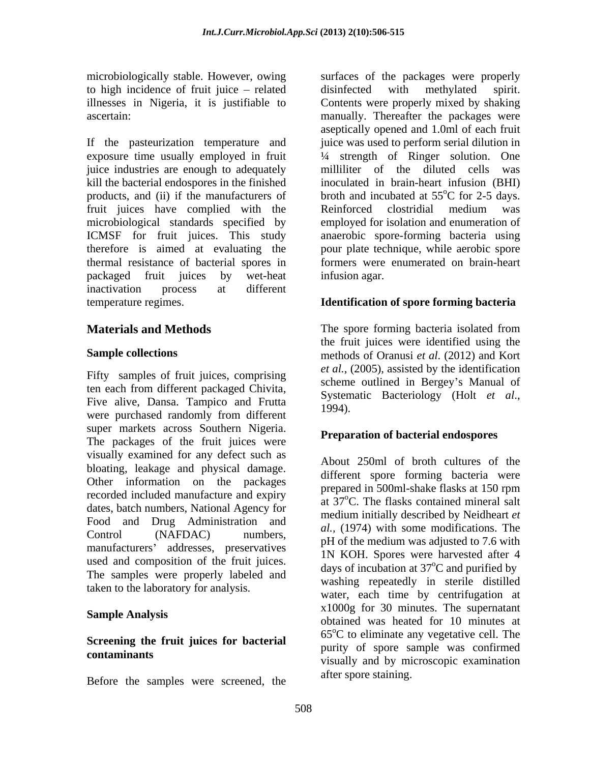microbiologically stable. However, owing to high incidence of fruit juice – related illnesses in Nigeria, it is justifiable to ascertain:

If the pasteurization temperature and exposure time usually employed in fruit juice industries are enough to adequately kill the bacterial endospores in the finished products, and (ii) if the manufacturers of fruit juices have complied with the microbiological standards specified by ICMSF for fruit juices. This study therefore is aimed at evaluating the thermal resistance of bacterial spores in packaged fruit juices by wet-heat inactivation process at different temperature regimes.

## Materials and Methods

### Sample collections

Fifty samples of fruit juices, comprising ten each from different packaged Chivita, Five alive, Dansa. Tampico and Frutta were purchased randomly from different super markets across Southern Nigeria. The packages of the fruit juices were visually examined for any defect such as bloating, leakage and physical damage. Other information on the packages recorded included manufacture and expiry dates, batch numbers, National Agency for Food and Drug Administration and Control (NAFDAC) numbers, manufacturers' addresses, preservatives used and composition of the fruit juices. The samples were properly labeled and taken to the laboratory for analysis.

### Sample Analysis

### Screening the fruit juices for bacterial contaminants

Before the samples were screened, the surfaces of the packages were properly disinfected with methylated spirit. Contents were properly mixed by shaking manually. Thereafter the packages were aseptically opened and 1.0ml of each fruit juice was used to perform serial dilution in ¼ strength of Ringer solution. One milliliter of the diluted cells was inoculated in brain-heart infusion (BHI) broth and incubated at $55^{o}C$ for 2-5 days. Reinforced clostridial medium was employed for isolation and enumeration of anaerobic spore-forming bacteria using pour plate technique, while aerobic spore formers were enumerated on brain-heart infusion agar.

### Identification of spore forming bacteria

The spore forming bacteria isolated from the fruit juices were identified using the methods of Oranusi *et al*. (2012) and Kort *et al.*, (2005), assisted by the identification scheme outlined in Bergey's Manual of Systematic Bacteriology (Holt *et al*., 1994).

### Preparation of bacterial endospores

About 250ml of broth cultures of the different spore forming bacteria were prepared in 500ml-shake flasks at 150 rpm at $37^{o}C$. The flasks contained mineral salt medium initially described by Neidheart *et al.,* (1974) with some modifications. The pH of the medium was adjusted to 7.6 with 1N KOH. Spores were harvested after 4 days of incubation at $37^{o}C$ and purified by washing repeatedly in sterile distilled water, each time by centrifugation at x1000g for 30 minutes. The supernatant obtained was heated for 10 minutes at $65^{o}C$ to eliminate any vegetative cell. The purity of spore sample was confirmed visually and by microscopic examination after spore staining.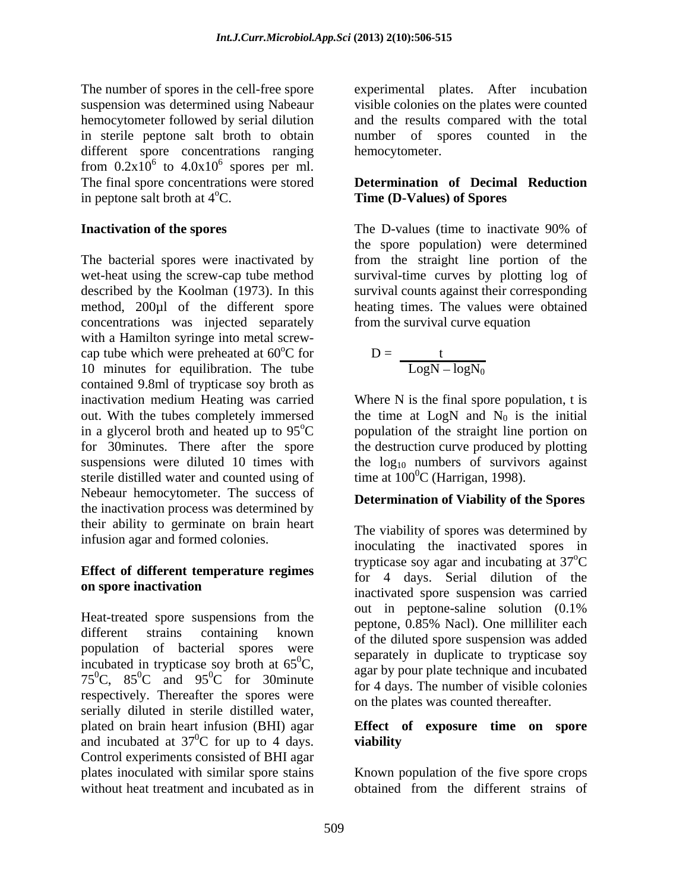The number of spores in the cell-free spore suspension was determined using Nabeaur hemocytometer followed by serial dilution in sterile peptone salt broth to obtain different spore concentrations ranging from $0.2x10^6$ to $4.0x10^6$ spores per ml. The final spore concentrations were stored in peptone salt broth at $4^oC$.

**Inactivation of the spores**

The bacterial spores were inactivated by wet-heat using the screw-cap tube method described by the Koolman (1973). In this method, 200µl of the different spore concentrations was injected separately with a Hamilton syringe into metal screw-cap tube which were preheated at $60^oC$ for 10 minutes for equilibration. The tube contained 9.8ml of trypticase soy broth as inactivation medium Heating was carried out. With the tubes completely immersed in a glycerol broth and heated up to $95^oC$ for 30minutes. There after the spore suspensions were diluted 10 times with sterile distilled water and counted using of Nebeaur hemocytometer. The success of the inactivation process was determined by their ability to germinate on brain heart infusion agar and formed colonies.

**Effect of different temperature regimes on spore inactivation**

Heat-treated spore suspensions from the different strains containing known population of bacterial spores were incubated in trypticase soy broth at $65^0C$, $75^0C$, $85^0C$ and $95^0C$ for 30minute respectively. Thereafter the spores were serially diluted in sterile distilled water, plated on brain heart infusion (BHI) agar and incubated at $37^0C$ for up to 4 days. Control experiments consisted of BHI agar plates inoculated with similar spore stains without heat treatment and incubated as in experimental plates. After incubation visible colonies on the plates were counted and the results compared with the total number of spores counted in the hemocytometer.

**Determination of Decimal Reduction Time (D-Values) of Spores**

The D-values (time to inactivate 90% of the spore population) were determined from the straight line portion of the survival-time curves by plotting log of survival counts against their corresponding heating times. The values were obtained from the survival curve equation

$$D = \frac{t}{LogN - logN_0}$$

Where N is the final spore population, t is the time at LogN and $N_0$ is the initial population of the straight line portion on the destruction curve produced by plotting the $log_{10}$ numbers of survivors against time at $100^0C$ (Harrigan, 1998).

**Determination of Viability of the Spores**

The viability of spores was determined by inoculating the inactivated spores in trypticase soy agar and incubating at $37^oC$ for 4 days. Serial dilution of the inactivated spore suspension was carried out in peptone-saline solution (0.1% peptone, 0.85% Nacl). One milliliter each of the diluted spore suspension was added separately in duplicate to trypticase soy agar by pour plate technique and incubated for 4 days. The number of visible colonies on the plates was counted thereafter.

**Effect of exposure time on spore viability**

Known population of the five spore crops obtained from the different strains of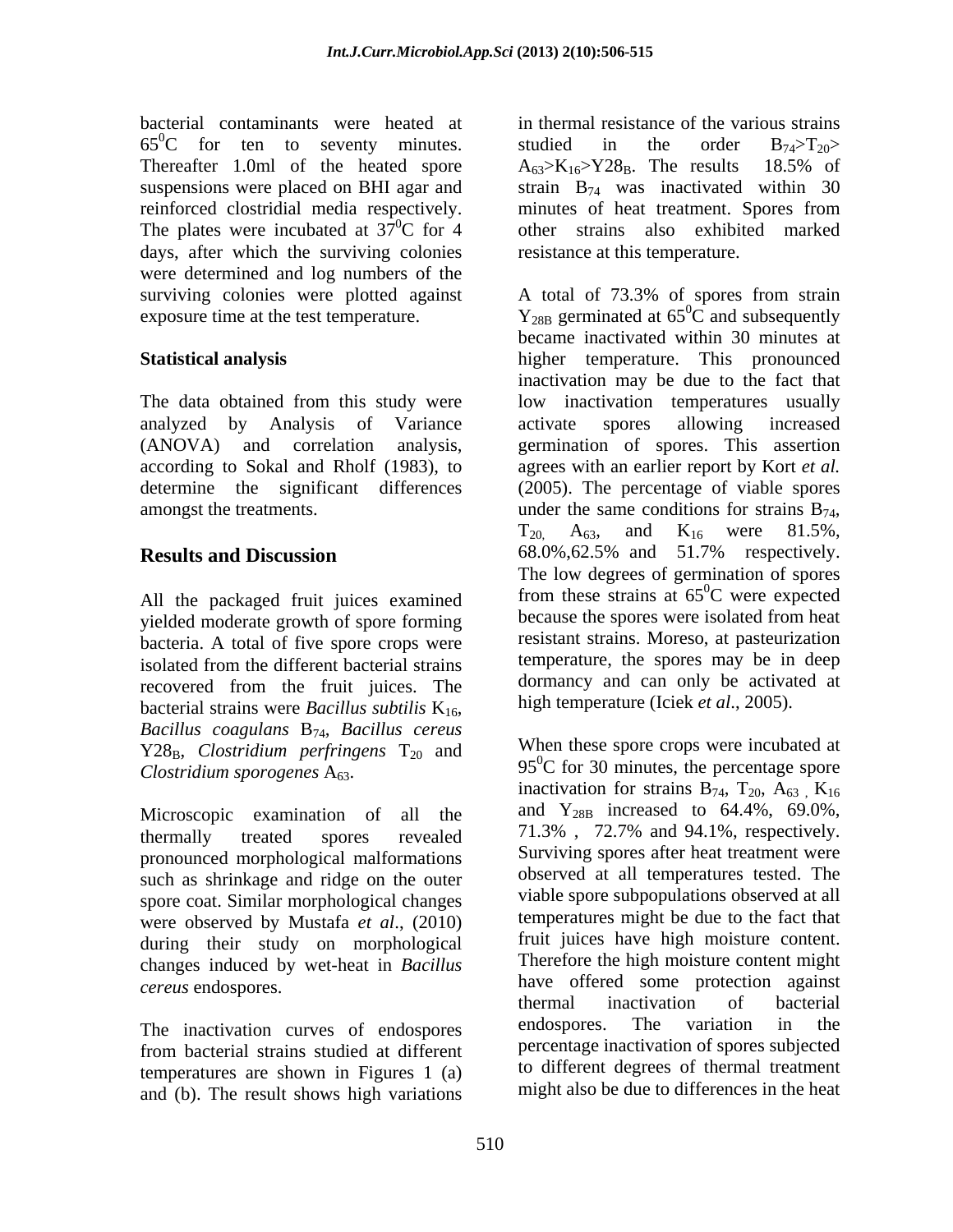bacterial contaminants were heated at $65^0$C for ten to seventy minutes. Thereafter 1.0ml of the heated spore suspensions were placed on BHI agar and reinforced clostridial media respectively. The plates were incubated at $37^0$C for 4 days, after which the surviving colonies were determined and log numbers of the surviving colonies were plotted against exposure time at the test temperature.

## Statistical analysis

The data obtained from this study were analyzed by Analysis of Variance (ANOVA) and correlation analysis, according to Sokal and Rholf (1983), to determine the significant differences amongst the treatments.

## Results and Discussion

All the packaged fruit juices examined yielded moderate growth of spore forming bacteria. A total of five spore crops were isolated from the different bacterial strains recovered from the fruit juices. The bacterial strains were *Bacillus subtilis* $K_{16}$, *Bacillus coagulans* $B_{74}$, *Bacillus cereus* $Y28_B$, *Clostridium perfringens* $T_{20}$ and *Clostridium sporogenes* $A_{63}$.

Microscopic examination of all the thermally treated spores revealed pronounced morphological malformations such as shrinkage and ridge on the outer spore coat. Similar morphological changes were observed by Mustafa *et al*., (2010) during their study on morphological changes induced by wet-heat in *Bacillus cereus* endospores.

The inactivation curves of endospores from bacterial strains studied at different temperatures are shown in Figures 1 (a) and (b). The result shows high variations in thermal resistance of the various strains studied in the order $B_{74}>T_{20}>A_{63}>K_{16}>Y28_B$. The results 18.5% of strain $B_{74}$ was inactivated within 30 minutes of heat treatment. Spores from other strains also exhibited marked resistance at this temperature.

A total of 73.3% of spores from strain $Y_{28B}$ germinated at $65^0$C and subsequently became inactivated within 30 minutes at higher temperature. This pronounced inactivation may be due to the fact that low inactivation temperatures usually activate spores allowing increased germination of spores. This assertion agrees with an earlier report by Kort *et al.* (2005). The percentage of viable spores under the same conditions for strains $B_{74}$, $T_{20,}$ $A_{63}$, and $K_{16}$ were 81.5%, 68.0%,62.5% and 51.7% respectively. The low degrees of germination of spores from these strains at $65^0$C were expected because the spores were isolated from heat resistant strains. Moreso, at pasteurization temperature, the spores may be in deep dormancy and can only be activated at high temperature (Iciek *et al*., 2005).

When these spore crops were incubated at $95^0$C for 30 minutes, the percentage spore inactivation for strains $B_{74}$, $T_{20}$, $A_{63}$ , $K_{16}$ and $Y_{28B}$ increased to 64.4%, 69.0%, 71.3% , 72.7% and 94.1%, respectively. Surviving spores after heat treatment were observed at all temperatures tested. The viable spore subpopulations observed at all temperatures might be due to the fact that fruit juices have high moisture content. Therefore the high moisture content might have offered some protection against thermal inactivation of bacterial endospores. The variation in the percentage inactivation of spores subjected to different degrees of thermal treatment might also be due to differences in the heat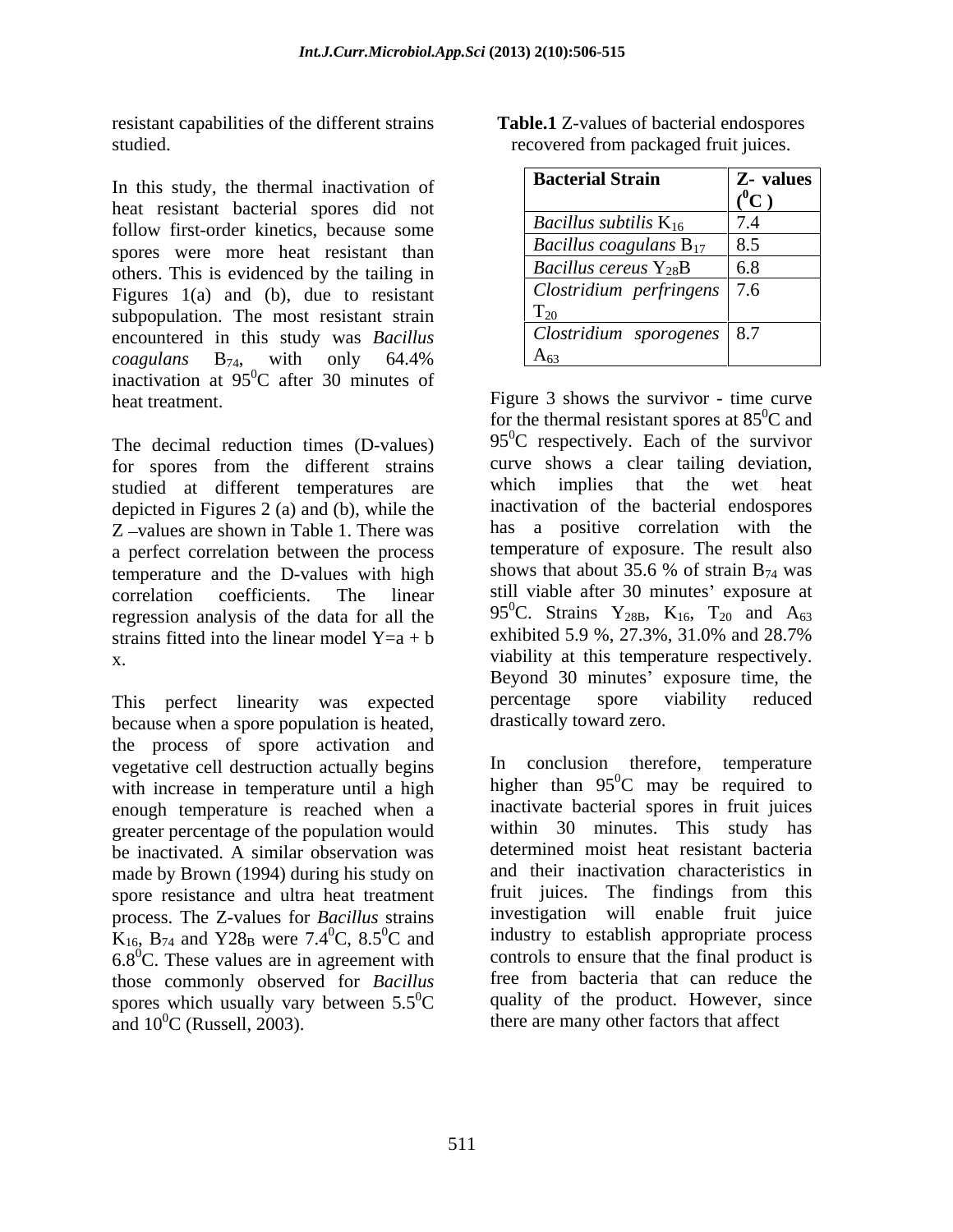resistant capabilities of the different strains studied.

In this study, the thermal inactivation of heat resistant bacterial spores did not follow first-order kinetics, because some spores were more heat resistant than others. This is evidenced by the tailing in Figures 1(a) and (b), due to resistant subpopulation. The most resistant strain encountered in this study was *Bacillus coagulans* $B_{74}$, with only 64.4% inactivation at $95^0$C after 30 minutes of heat treatment.

The decimal reduction times (D-values) for spores from the different strains studied at different temperatures are depicted in Figures 2 (a) and (b), while the Z –values are shown in Table 1. There was a perfect correlation between the process temperature and the D-values with high correlation coefficients. The linear regression analysis of the data for all the strains fitted into the linear model Y=a + b x.

This perfect linearity was expected because when a spore population is heated, the process of spore activation and vegetative cell destruction actually begins with increase in temperature until a high enough temperature is reached when a greater percentage of the population would be inactivated. A similar observation was made by Brown (1994) during his study on spore resistance and ultra heat treatment process. The Z-values for *Bacillus* strains $K_{16}$, $B_{74}$ and $Y28_B$ were $7.4^0$C, $8.5^0$C and $6.8^0$C. These values are in agreement with those commonly observed for *Bacillus* spores which usually vary between $5.5^0$C and $10^0$C (Russell, 2003).

**Table.1** Z-values of bacterial endospores recovered from packaged fruit juices.

| Bacterial Strain | Z- values ($^0$C) |
|---|---|
| *Bacillus subtilis* $K_{16}$ | 7.4 |
| *Bacillus coagulans* $B_{17}$ | 8.5 |
| *Bacillus cereus* $Y_{28}B$ | 6.8 |
| *Clostridium perfringens* $T_{20}$ | 7.6 |
| *Clostridium sporogenes* $A_{63}$ | 8.7 |

Figure 3 shows the survivor - time curve for the thermal resistant spores at $85^0$C and $95^0$C respectively. Each of the survivor curve shows a clear tailing deviation, which implies that the wet heat inactivation of the bacterial endospores has a positive correlation with the temperature of exposure. The result also shows that about 35.6 % of strain $B_{74}$ was still viable after 30 minutes' exposure at $95^0$C. Strains $Y_{28B}$, $K_{16}$, $T_{20}$ and $A_{63}$ exhibited 5.9 %, 27.3%, 31.0% and 28.7% viability at this temperature respectively. Beyond 30 minutes' exposure time, the percentage spore viability reduced drastically toward zero.

In conclusion therefore, temperature higher than $95^0$C may be required to inactivate bacterial spores in fruit juices within 30 minutes. This study has determined moist heat resistant bacteria and their inactivation characteristics in fruit juices. The findings from this investigation will enable fruit juice industry to establish appropriate process controls to ensure that the final product is free from bacteria that can reduce the quality of the product. However, since there are many other factors that affect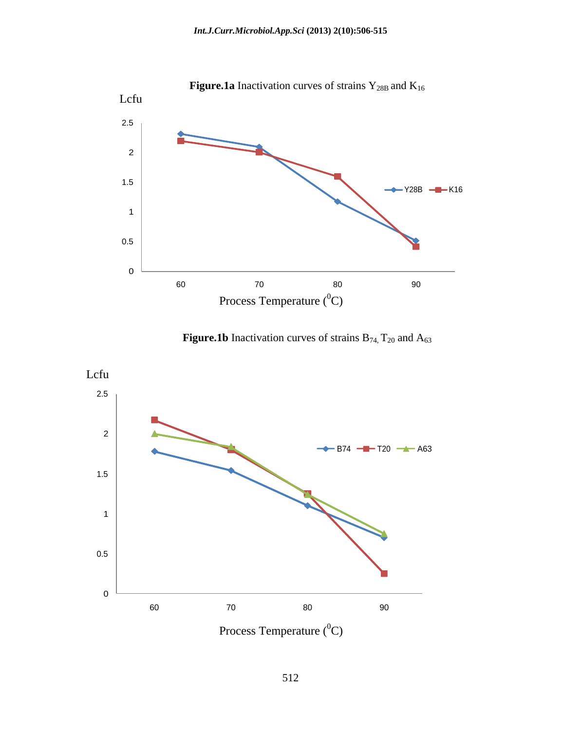**Figure.1a** Inactivation curves of strains $Y_{28B}$ and $K_{16}$

**Figure.1b** Inactivation curves of strains $B_{74}$, $T_{20}$ and $A_{63}$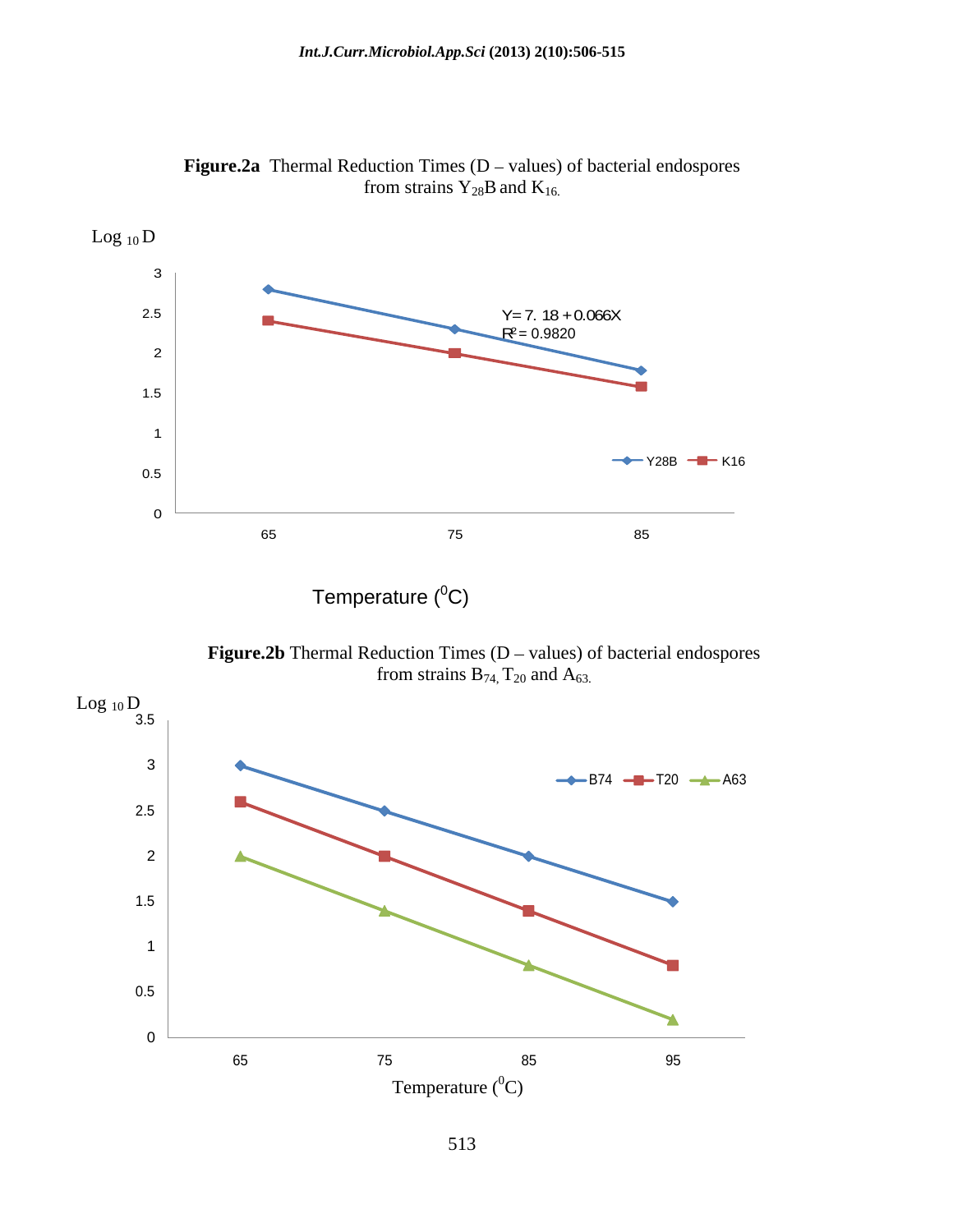**Figure.2a** Thermal Reduction Times (D – values) of bacterial endospores from strains $Y_{28}B$ and $K_{16}$.

**Figure.2b** Thermal Reduction Times (D – values) of bacterial endospores from strains $B_{74}$, $T_{20}$ and $A_{63}$.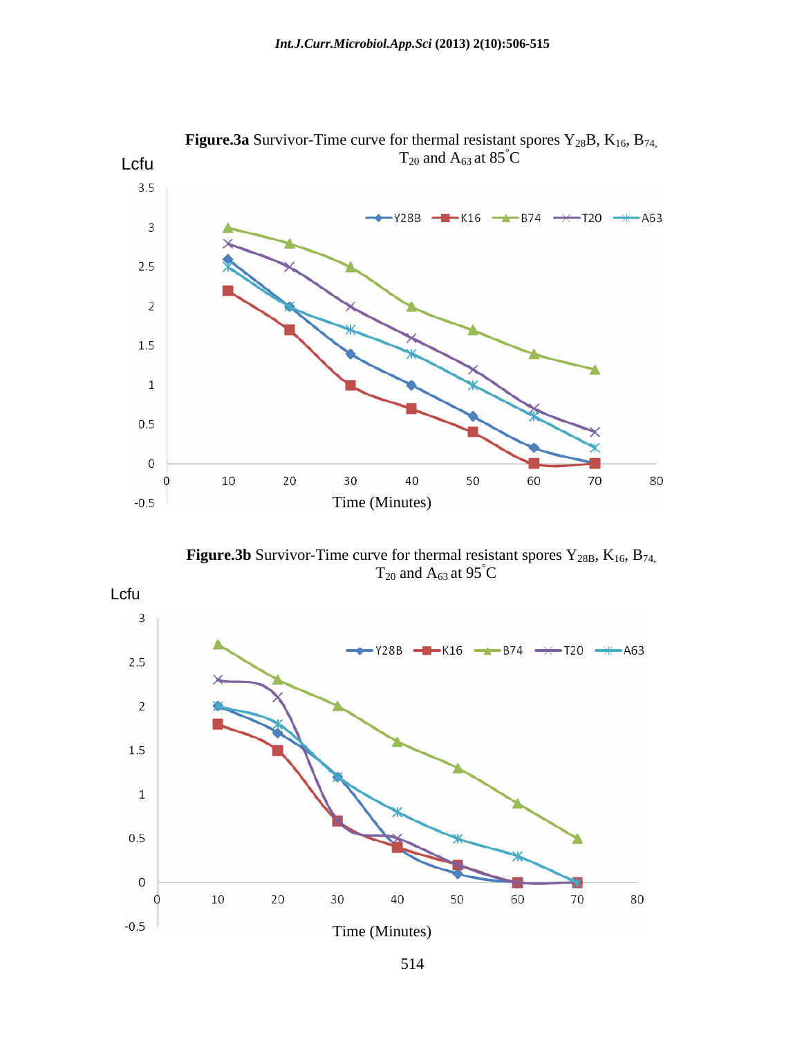**Figure.3a** Survivor-Time curve for thermal resistant spores $Y_{28}B$, $K_{16}$, $B_{74}$, $T_{20}$ and $A_{63}$ at 85°C

**Figure.3b** Survivor-Time curve for thermal resistant spores $Y_{28B}$, $K_{16}$, $B_{74}$, $T_{20}$ and $A_{63}$ at 95°C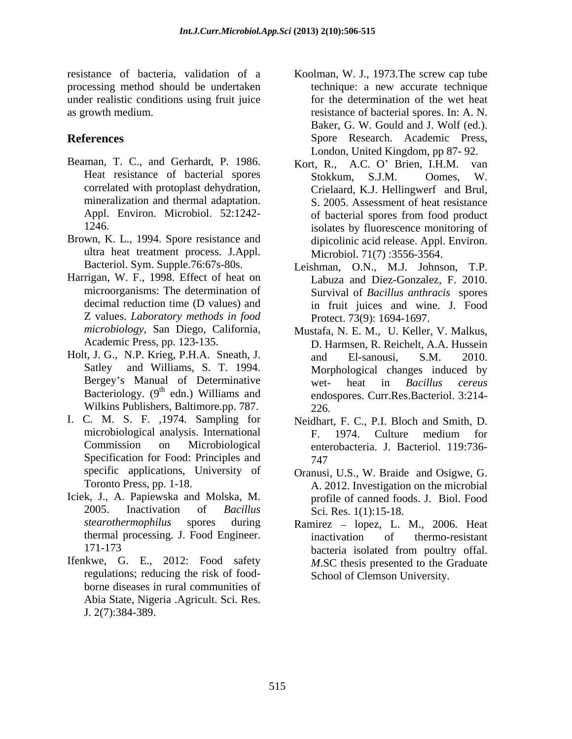resistance of bacteria, validation of a processing method should be undertaken under realistic conditions using fruit juice as growth medium.

## References

Beaman, T. C., and Gerhardt, P. 1986. Heat resistance of bacterial spores correlated with protoplast dehydration, mineralization and thermal adaptation. Appl. Environ. Microbiol. 52:1242-1246.

Brown, K. L., 1994. Spore resistance and ultra heat treatment process. J.Appl. Bacteriol. Sym. Supple.76:67s-80s.

Harrigan, W. F., 1998. Effect of heat on microorganisms: The determination of decimal reduction time (D values) and Z values. *Laboratory methods in food microbiology*, San Diego, California, Academic Press, pp. 123-135.

Holt, J. G., N.P. Krieg, P.H.A. Sneath, J. Satley and Williams, S. T. 1994. Bergey's Manual of Determinative Bacteriology. (9th edn.) Williams and Wilkins Publishers, Baltimore.pp. 787.

I. C. M. S. F. ,1974. Sampling for microbiological analysis. International Commission on Microbiological Specification for Food: Principles and specific applications, University of Toronto Press, pp. 1-18.

Iciek, J., A. Papiewska and Molska, M. 2005. Inactivation of *Bacillus stearothermophilus* spores during thermal processing. J. Food Engineer. 171-173

Ifenkwe, G. E., 2012: Food safety regulations; reducing the risk of food-borne diseases in rural communities of Abia State, Nigeria .Agricult. Sci. Res. J. 2(7):384-389.

Koolman, W. J., 1973.The screw cap tube technique: a new accurate technique for the determination of the wet heat resistance of bacterial spores. In: A. N. Baker, G. W. Gould and J. Wolf (ed.). Spore Research. Academic Press, London, United Kingdom, pp 87- 92.

Kort, R., A.C. O' Brien, I.H.M. van Stokkum, S.J.M. Oomes, W. Crielaard, K.J. Hellingwerf and Brul, S. 2005. Assessment of heat resistance of bacterial spores from food product isolates by fluorescence monitoring of dipicolinic acid release. Appl. Environ. Microbiol. 71(7) :3556-3564.

Leishman, O.N., M.J. Johnson, T.P. Labuza and Diez-Gonzalez, F. 2010. Survival of *Bacillus anthracis* spores in fruit juices and wine. J. Food Protect. 73(9): 1694-1697.

Mustafa, N. E. M., U. Keller, V. Malkus, D. Harmsen, R. Reichelt, A.A. Hussein and El-sanousi, S.M. 2010. Morphological changes induced by wet- heat in *Bacillus cereus* endospores. Curr.Res.Bacteriol. 3:214-226.

Neidhart, F. C., P.I. Bloch and Smith, D. F. 1974. Culture medium for enterobacteria. J. Bacteriol. 119:736-747

Oranusi, U.S., W. Braide and Osigwe, G. A. 2012. Investigation on the microbial profile of canned foods. J. Biol. Food Sci. Res. 1(1):15-18.

Ramirez – lopez, L. M., 2006. Heat inactivation of thermo-resistant bacteria isolated from poultry offal. *M*.SC thesis presented to the Graduate School of Clemson University.